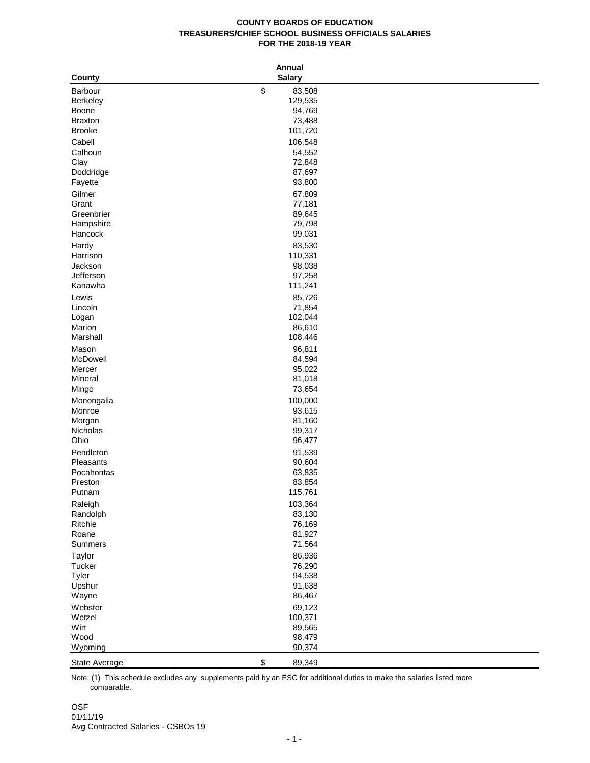# COUNTY BOARDS OF EDUCATION
## TREASURERS/CHIEF SCHOOL BUSINESS OFFICIALS SALARIES
## FOR THE 2018-19 YEAR

| County | Annual Salary |
|---|---|
| Barbour | $ 83,508 |
| Berkeley | 129,535 |
| Boone | 94,769 |
| Braxton | 73,488 |
| Brooke | 101,720 |
| Cabell | 106,548 |
| Calhoun | 54,552 |
| Clay | 72,848 |
| Doddridge | 87,697 |
| Fayette | 93,800 |
| Gilmer | 67,809 |
| Grant | 77,181 |
| Greenbrier | 89,645 |
| Hampshire | 79,798 |
| Hancock | 99,031 |
| Hardy | 83,530 |
| Harrison | 110,331 |
| Jackson | 98,038 |
| Jefferson | 97,258 |
| Kanawha | 111,241 |
| Lewis | 85,726 |
| Lincoln | 71,854 |
| Logan | 102,044 |
| Marion | 86,610 |
| Marshall | 108,446 |
| Mason | 96,811 |
| McDowell | 84,594 |
| Mercer | 95,022 |
| Mineral | 81,018 |
| Mingo | 73,654 |
| Monongalia | 100,000 |
| Monroe | 93,615 |
| Morgan | 81,160 |
| Nicholas | 99,317 |
| Ohio | 96,477 |
| Pendleton | 91,539 |
| Pleasants | 90,604 |
| Pocahontas | 63,835 |
| Preston | 83,854 |
| Putnam | 115,761 |
| Raleigh | 103,364 |
| Randolph | 83,130 |
| Ritchie | 76,169 |
| Roane | 81,927 |
| Summers | 71,564 |
| Taylor | 86,936 |
| Tucker | 76,290 |
| Tyler | 94,538 |
| Upshur | 91,638 |
| Wayne | 86,467 |
| Webster | 69,123 |
| Wetzel | 100,371 |
| Wirt | 89,565 |
| Wood | 98,479 |
| Wyoming | 90,374 |
| State Average | $ 89,349 |

Note: (1) This schedule excludes any supplements paid by an ESC for additional duties to make the salaries listed more comparable.

OSF
01/11/19
Avg Contracted Salaries - CSBOs 19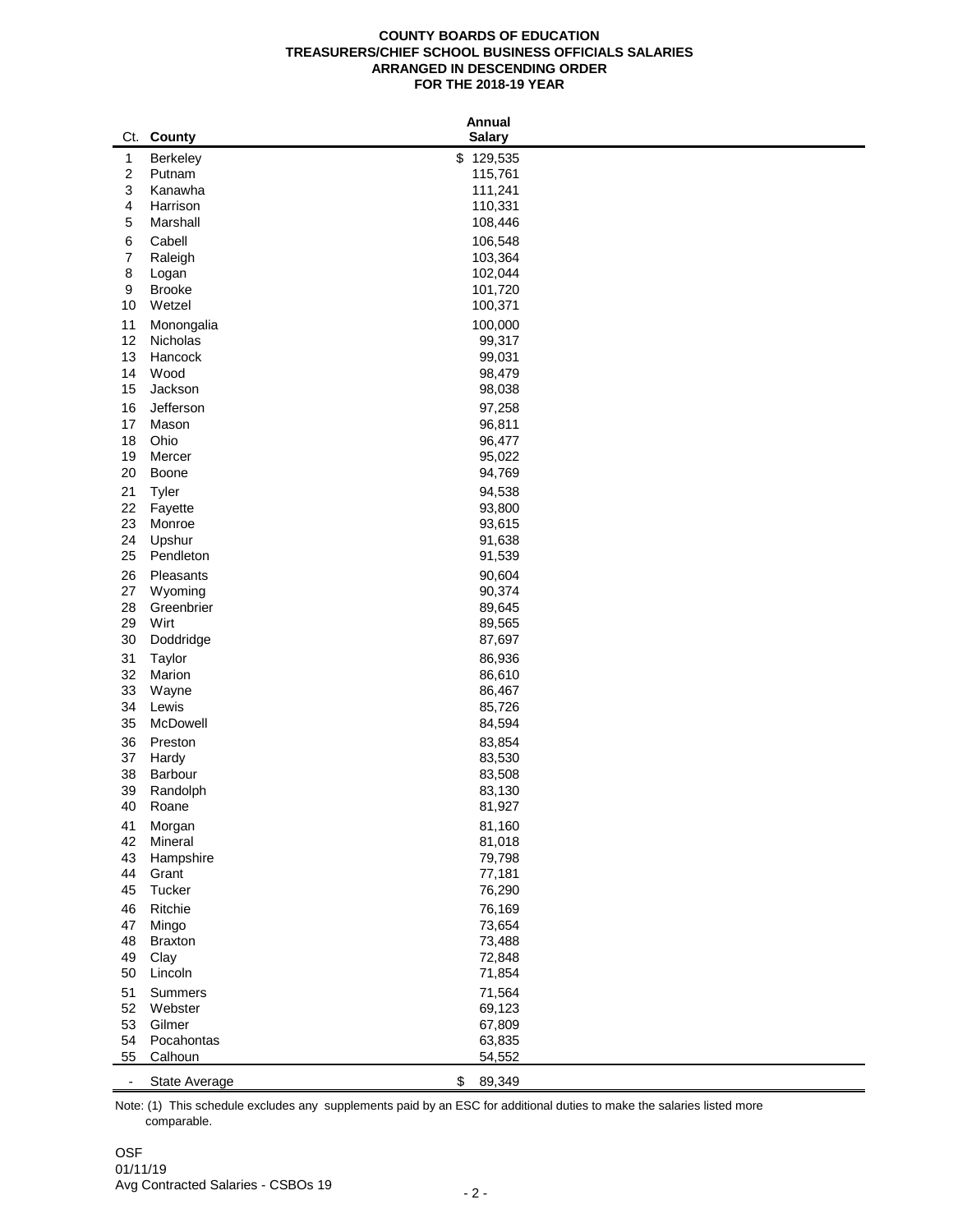**COUNTY BOARDS OF EDUCATION**
**TREASURERS/CHIEF SCHOOL BUSINESS OFFICIALS SALARIES**
**ARRANGED IN DESCENDING ORDER**
**FOR THE 2018-19 YEAR**

| Ct. | County | Annual Salary |
|---|---|---|
| 1 | Berkeley | $ 129,535 |
| 2 | Putnam | 115,761 |
| 3 | Kanawha | 111,241 |
| 4 | Harrison | 110,331 |
| 5 | Marshall | 108,446 |
| 6 | Cabell | 106,548 |
| 7 | Raleigh | 103,364 |
| 8 | Logan | 102,044 |
| 9 | Brooke | 101,720 |
| 10 | Wetzel | 100,371 |
| 11 | Monongalia | 100,000 |
| 12 | Nicholas | 99,317 |
| 13 | Hancock | 99,031 |
| 14 | Wood | 98,479 |
| 15 | Jackson | 98,038 |
| 16 | Jefferson | 97,258 |
| 17 | Mason | 96,811 |
| 18 | Ohio | 96,477 |
| 19 | Mercer | 95,022 |
| 20 | Boone | 94,769 |
| 21 | Tyler | 94,538 |
| 22 | Fayette | 93,800 |
| 23 | Monroe | 93,615 |
| 24 | Upshur | 91,638 |
| 25 | Pendleton | 91,539 |
| 26 | Pleasants | 90,604 |
| 27 | Wyoming | 90,374 |
| 28 | Greenbrier | 89,645 |
| 29 | Wirt | 89,565 |
| 30 | Doddridge | 87,697 |
| 31 | Taylor | 86,936 |
| 32 | Marion | 86,610 |
| 33 | Wayne | 86,467 |
| 34 | Lewis | 85,726 |
| 35 | McDowell | 84,594 |
| 36 | Preston | 83,854 |
| 37 | Hardy | 83,530 |
| 38 | Barbour | 83,508 |
| 39 | Randolph | 83,130 |
| 40 | Roane | 81,927 |
| 41 | Morgan | 81,160 |
| 42 | Mineral | 81,018 |
| 43 | Hampshire | 79,798 |
| 44 | Grant | 77,181 |
| 45 | Tucker | 76,290 |
| 46 | Ritchie | 76,169 |
| 47 | Mingo | 73,654 |
| 48 | Braxton | 73,488 |
| 49 | Clay | 72,848 |
| 50 | Lincoln | 71,854 |
| 51 | Summers | 71,564 |
| 52 | Webster | 69,123 |
| 53 | Gilmer | 67,809 |
| 54 | Pocahontas | 63,835 |
| 55 | Calhoun | 54,552 |
| - | State Average | $ 89,349 |

Note: (1) This schedule excludes any supplements paid by an ESC for additional duties to make the salaries listed more comparable.

OSF
01/11/19
Avg Contracted Salaries - CSBOs 19